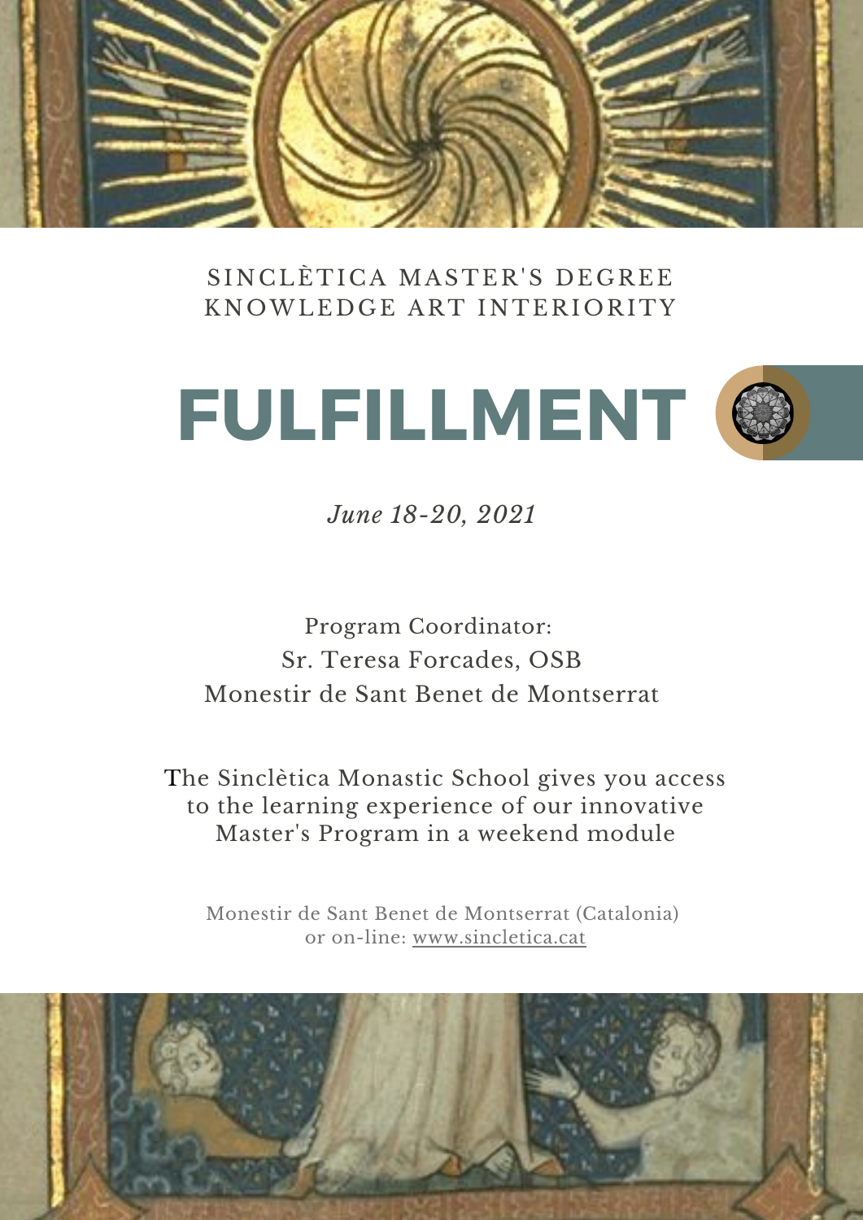SINCLÈTICA MASTER'S DEGREE
KNOWLEDGE ART INTERIORITY

# FULFILLMENT

*June 18-20, 2021*

Program Coordinator:
Sr. Teresa Forcades, OSB
Monestir de Sant Benet de Montserrat

The Sinclètica Monastic School gives you access to the learning experience of our innovative Master's Program in a weekend module

Monestir de Sant Benet de Montserrat (Catalonia)
or on-line: www.sincletica.cat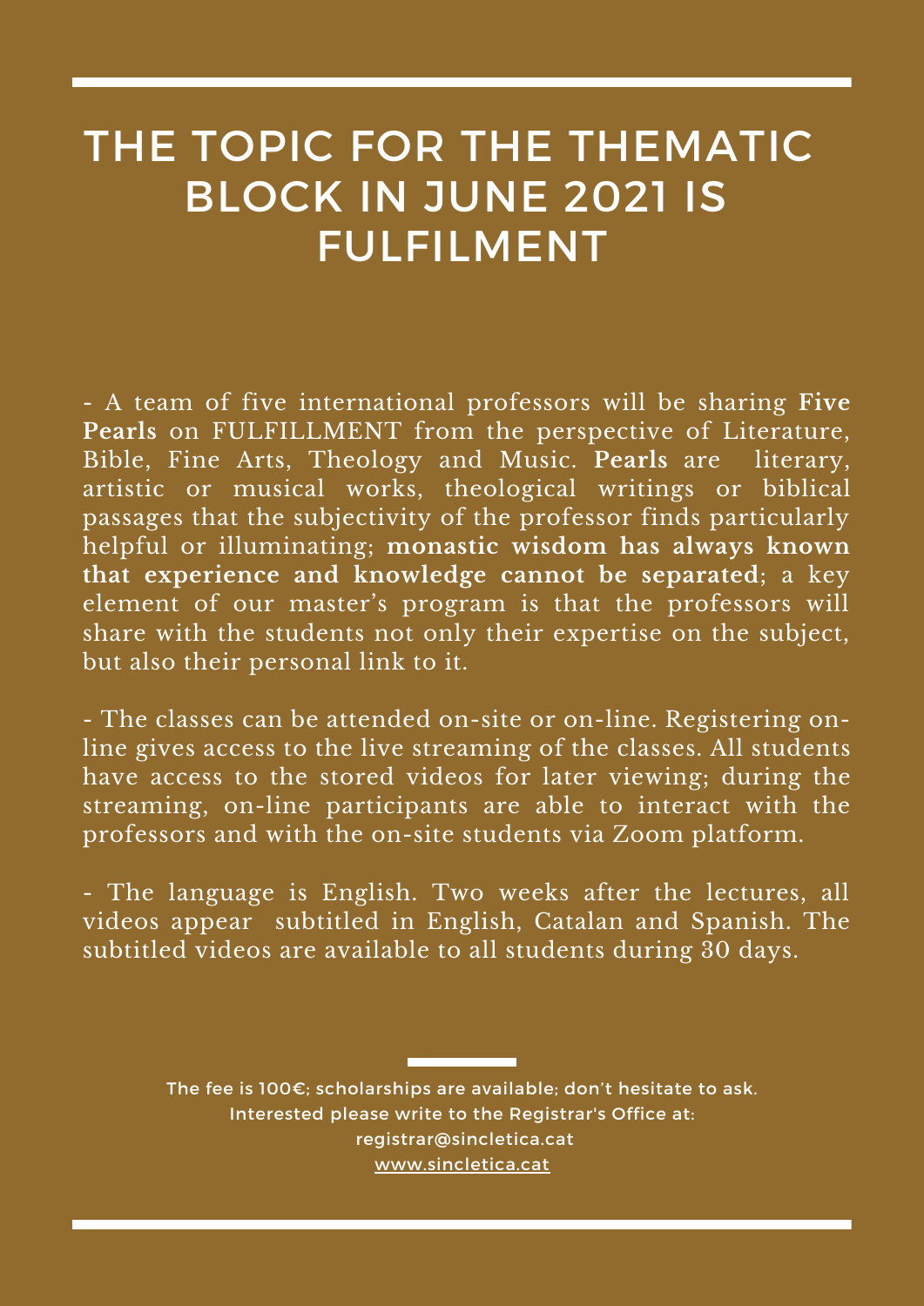# THE TOPIC FOR THE THEMATIC BLOCK IN JUNE 2021 IS FULFILMENT

- A team of five international professors will be sharing **Five Pearls** on FULFILLMENT from the perspective of Literature, Bible, Fine Arts, Theology and Music. **Pearls** are literary, artistic or musical works, theological writings or biblical passages that the subjectivity of the professor finds particularly helpful or illuminating; **monastic wisdom has always known that experience and knowledge cannot be separated**; a key element of our master's program is that the professors will share with the students not only their expertise on the subject, but also their personal link to it.

- The classes can be attended on-site or on-line. Registering on-line gives access to the live streaming of the classes. All students have access to the stored videos for later viewing; during the streaming, on-line participants are able to interact with the professors and with the on-site students via Zoom platform.

- The language is English. Two weeks after the lectures, all videos appear subtitled in English, Catalan and Spanish. The subtitled videos are available to all students during 30 days.

The fee is 100€; scholarships are available; don't hesitate to ask.
Interested please write to the Registrar's Office at:
registrar@sincletica.cat
www.sincletica.cat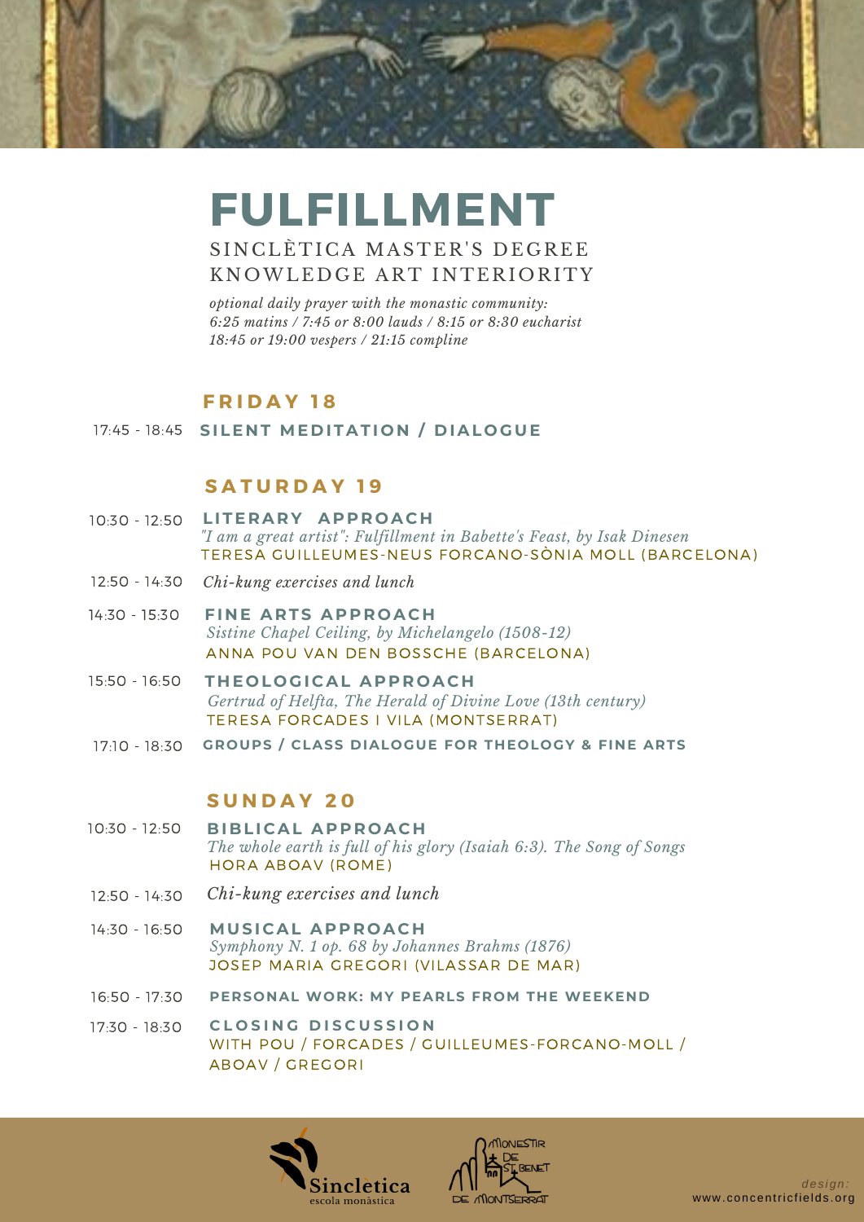# FULFILLMENT

SINCLÈTICA MASTER'S DEGREE
KNOWLEDGE ART INTERIORITY

*optional daily prayer with the monastic community:*
*6:25 matins / 7:45 or 8:00 lauds / 8:15 or 8:30 eucharist*
*18:45 or 19:00 vespers / 21:15 compline*

## FRIDAY 18

17:45 - 18:45 **SILENT MEDITATION / DIALOGUE**

## SATURDAY 19

10:30 - 12:50 **LITERARY APPROACH**
*"I am a great artist": Fulfillment in Babette's Feast, by Isak Dinesen*
TERESA GUILLEUMES-NEUS FORCANO-SÒNIA MOLL (BARCELONA)

12:50 - 14:30 *Chi-kung exercises and lunch*

14:30 - 15:30 **FINE ARTS APPROACH**
*Sistine Chapel Ceiling, by Michelangelo (1508-12)*
ANNA POU VAN DEN BOSSCHE (BARCELONA)

15:50 - 16:50 **THEOLOGICAL APPROACH**
*Gertrud of Helfta, The Herald of Divine Love (13th century)*
TERESA FORCADES I VILA (MONTSERRAT)

17:10 - 18:30 **GROUPS / CLASS DIALOGUE FOR THEOLOGY & FINE ARTS**

## SUNDAY 20

10:30 - 12:50 **BIBLICAL APPROACH**
*The whole earth is full of his glory (Isaiah 6:3). The Song of Songs*
HORA ABOAV (ROME)

12:50 - 14:30 *Chi-kung exercises and lunch*

14:30 - 16:50 **MUSICAL APPROACH**
*Symphony N. 1 op. 68 by Johannes Brahms (1876)*
JOSEP MARIA GREGORI (VILASSAR DE MAR)

16:50 - 17:30 **PERSONAL WORK: MY PEARLS FROM THE WEEKEND**

17:30 - 18:30 **CLOSING DISCUSSION**
WITH POU / FORCADES / GUILLEUMES-FORCANO-MOLL / ABOAV / GREGORI

Sincletica
escola monàstica

MONESTIR DE ST. BENET DE MONTSERRAT

*design:*
www.concentricfields.org